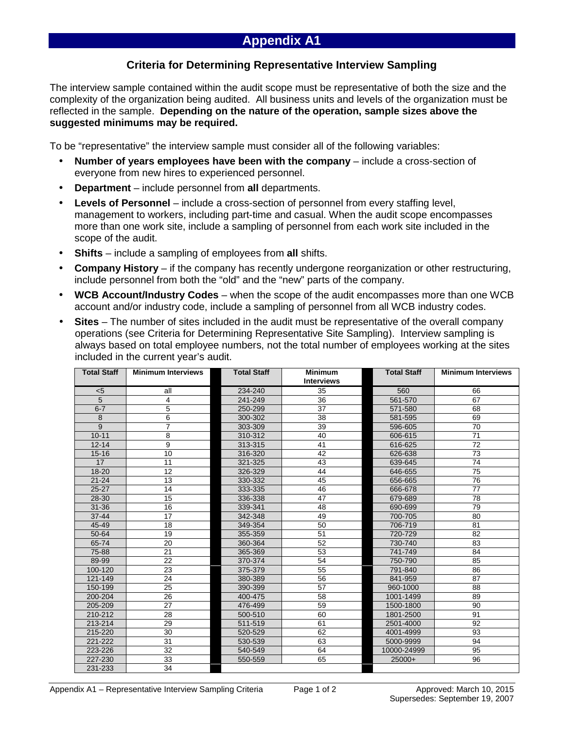# Appendix A1

## Criteria for Determining Representative Interview Sampling

The interview sample contained within the audit scope must be representative of both the size and the complexity of the organization being audited. All business units and levels of the organization must be reflected in the sample. **Depending on the nature of the operation, sample sizes above the suggested minimums may be required.**

To be "representative" the interview sample must consider all of the following variables:

- **Number of years employees have been with the company** – include a cross-section of everyone from new hires to experienced personnel.
- **Department** – include personnel from **all** departments.
- **Levels of Personnel** – include a cross-section of personnel from every staffing level, management to workers, including part-time and casual. When the audit scope encompasses more than one work site, include a sampling of personnel from each work site included in the scope of the audit.
- **Shifts** – include a sampling of employees from **all** shifts.
- **Company History** – if the company has recently undergone reorganization or other restructuring, include personnel from both the "old" and the "new" parts of the company.
- **WCB Account/Industry Codes** – when the scope of the audit encompasses more than one WCB account and/or industry code, include a sampling of personnel from all WCB industry codes.
- **Sites** – The number of sites included in the audit must be representative of the overall company operations (see Criteria for Determining Representative Site Sampling). Interview sampling is always based on total employee numbers, not the total number of employees working at the sites included in the current year's audit.

| Total Staff | Minimum Interviews | Total Staff | Minimum Interviews | Total Staff | Minimum Interviews |
|---|---|---|---|---|---|
| <5 | all | 234-240 | 35 | 560 | 66 |
| 5 | 4 | 241-249 | 36 | 561-570 | 67 |
| 6-7 | 5 | 250-299 | 37 | 571-580 | 68 |
| 8 | 6 | 300-302 | 38 | 581-595 | 69 |
| 9 | 7 | 303-309 | 39 | 596-605 | 70 |
| 10-11 | 8 | 310-312 | 40 | 606-615 | 71 |
| 12-14 | 9 | 313-315 | 41 | 616-625 | 72 |
| 15-16 | 10 | 316-320 | 42 | 626-638 | 73 |
| 17 | 11 | 321-325 | 43 | 639-645 | 74 |
| 18-20 | 12 | 326-329 | 44 | 646-655 | 75 |
| 21-24 | 13 | 330-332 | 45 | 656-665 | 76 |
| 25-27 | 14 | 333-335 | 46 | 666-678 | 77 |
| 28-30 | 15 | 336-338 | 47 | 679-689 | 78 |
| 31-36 | 16 | 339-341 | 48 | 690-699 | 79 |
| 37-44 | 17 | 342-348 | 49 | 700-705 | 80 |
| 45-49 | 18 | 349-354 | 50 | 706-719 | 81 |
| 50-64 | 19 | 355-359 | 51 | 720-729 | 82 |
| 65-74 | 20 | 360-364 | 52 | 730-740 | 83 |
| 75-88 | 21 | 365-369 | 53 | 741-749 | 84 |
| 89-99 | 22 | 370-374 | 54 | 750-790 | 85 |
| 100-120 | 23 | 375-379 | 55 | 791-840 | 86 |
| 121-149 | 24 | 380-389 | 56 | 841-959 | 87 |
| 150-199 | 25 | 390-399 | 57 | 960-1000 | 88 |
| 200-204 | 26 | 400-475 | 58 | 1001-1499 | 89 |
| 205-209 | 27 | 476-499 | 59 | 1500-1800 | 90 |
| 210-212 | 28 | 500-510 | 60 | 1801-2500 | 91 |
| 213-214 | 29 | 511-519 | 61 | 2501-4000 | 92 |
| 215-220 | 30 | 520-529 | 62 | 4001-4999 | 93 |
| 221-222 | 31 | 530-539 | 63 | 5000-9999 | 94 |
| 223-226 | 32 | 540-549 | 64 | 10000-24999 | 95 |
| 227-230 | 33 | 550-559 | 65 | 25000+ | 96 |
| 231-233 | 34 | | | | |

Appendix A1 – Representative Interview Sampling Criteria

Approved: March 10, 2015
Supersedes: September 19, 2007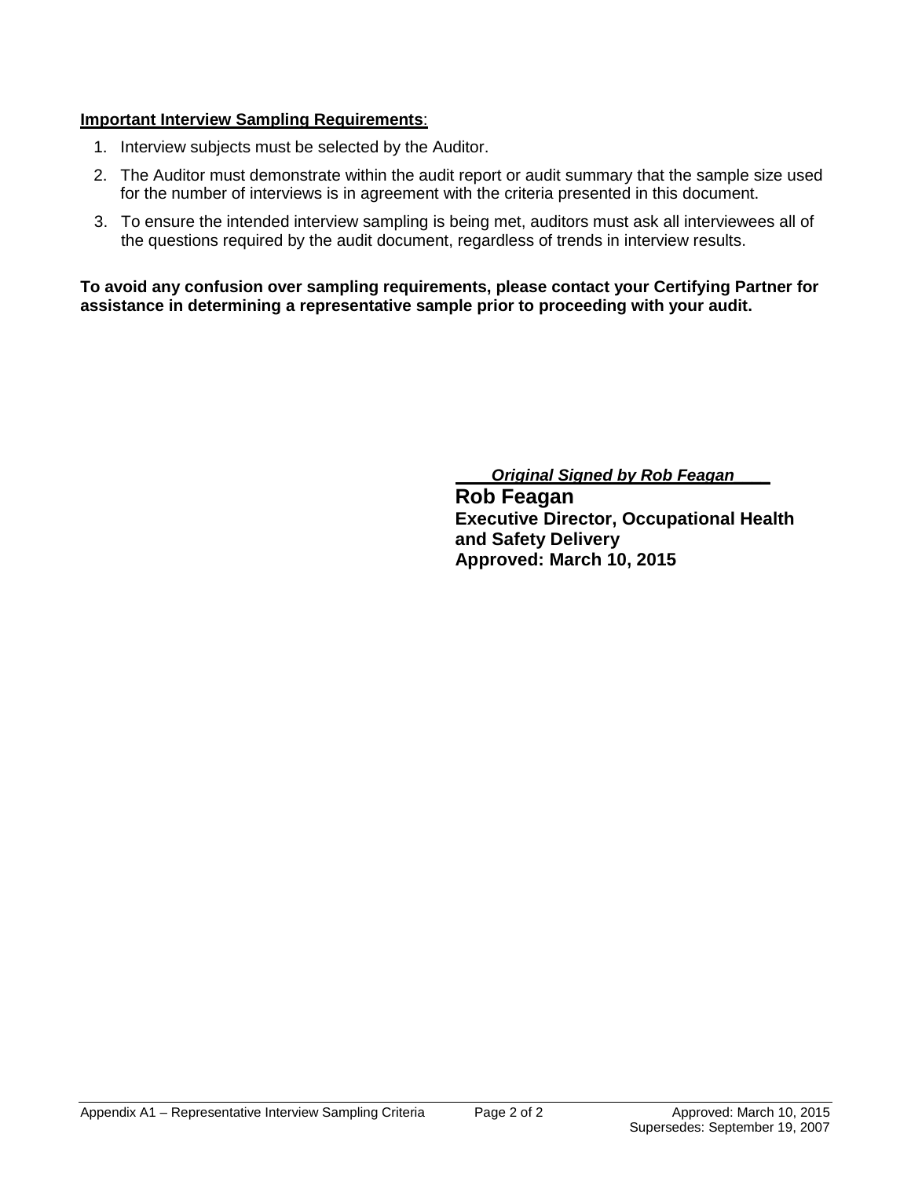**<u>Important Interview Sampling Requirements</u>**:

1. Interview subjects must be selected by the Auditor.
2. The Auditor must demonstrate within the audit report or audit summary that the sample size used for the number of interviews is in agreement with the criteria presented in this document.
3. To ensure the intended interview sampling is being met, auditors must ask all interviewees all of the questions required by the audit document, regardless of trends in interview results.

**To avoid any confusion over sampling requirements, please contact your Certifying Partner for assistance in determining a representative sample prior to proceeding with your audit.**

***Original Signed by Rob Feagan***

**Rob Feagan**
**Executive Director, Occupational Health and Safety Delivery**
**Approved: March 10, 2015**